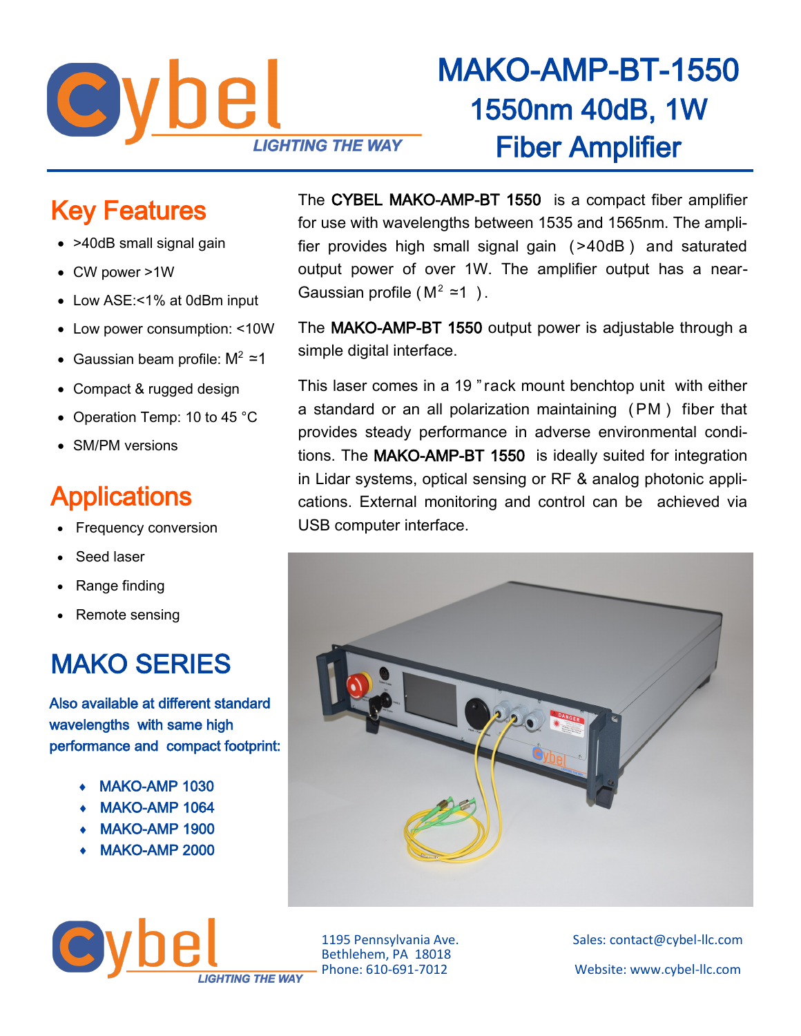# MAKO-AMP-BT-1550

## 1550nm 40dB, 1W

## Fiber Amplifier

## Key Features

- >40dB small signal gain
- CW power >1W
- Low ASE:<1% at 0dBm input
- Low power consumption: <10W
- Gaussian beam profile: $M^2$ ≈1
- Compact & rugged design
- Operation Temp: 10 to 45 °C
- SM/PM versions

## Applications

- Frequency conversion
- Seed laser
- Range finding
- Remote sensing

## MAKO SERIES

Also available at different standard wavelengths with same high performance and compact footprint:

- MAKO-AMP 1030
- MAKO-AMP 1064
- MAKO-AMP 1900
- MAKO-AMP 2000

The **CYBEL MAKO-AMP-BT 1550** is a compact fiber amplifier for use with wavelengths between 1535 and 1565nm. The amplifier provides high small signal gain (>40dB) and saturated output power of over 1W. The amplifier output has a near-Gaussian profile ($M^2$ ≈1 ).

The **MAKO-AMP-BT 1550** output power is adjustable through a simple digital interface.

This laser comes in a 19 "rack mount benchtop unit with either a standard or an all polarization maintaining (PM) fiber that provides steady performance in adverse environmental conditions. The **MAKO-AMP-BT 1550** is ideally suited for integration in Lidar systems, optical sensing or RF & analog photonic applications. External monitoring and control can be achieved via USB computer interface.

1195 Pennsylvania Ave.
Bethlehem, PA 18018
Phone: 610-691-7012

Sales: contact@cybel-llc.com

Website: www.cybel-llc.com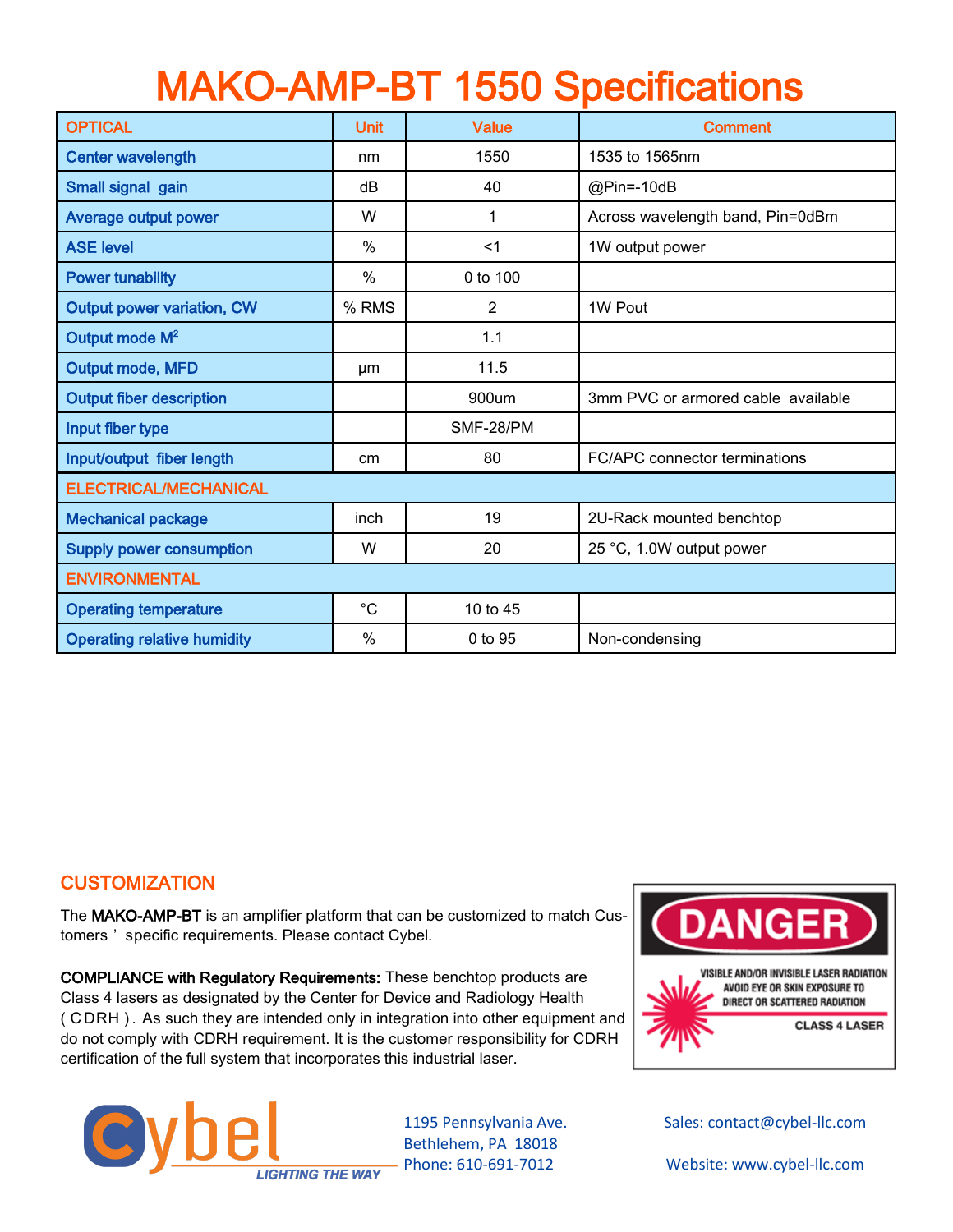# MAKO-AMP-BT 1550 Specifications

| OPTICAL | Unit | Value | Comment |
|---|---|---|---|
| Center wavelength | nm | 1550 | 1535 to 1565nm |
| Small signal gain | dB | 40 | @Pin=-10dB |
| Average output power | W | 1 | Across wavelength band, Pin=0dBm |
| ASE level | % | <1 | 1W output power |
| Power tunability | % | 0 to 100 | |
| Output power variation, CW | % RMS | 2 | 1W Pout |
| Output mode $M^2$ | | 1.1 | |
| Output mode, MFD | μm | 11.5 | |
| Output fiber description | | 900um | 3mm PVC or armored cable available |
| Input fiber type | | SMF-28/PM | |
| Input/output fiber length | cm | 80 | FC/APC connector terminations |
| ELECTRICAL/MECHANICAL | | | |
| Mechanical package | inch | 19 | 2U-Rack mounted benchtop |
| Supply power consumption | W | 20 | 25 °C, 1.0W output power |
| ENVIRONMENTAL | | | |
| Operating temperature | °C | 10 to 45 | |
| Operating relative humidity | % | 0 to 95 | Non-condensing |

## CUSTOMIZATION

The **MAKO-AMP-BT** is an amplifier platform that can be customized to match Customers' specific requirements. Please contact Cybel.

**COMPLIANCE with Regulatory Requirements:** These benchtop products are Class 4 lasers as designated by the Center for Device and Radiology Health (CDRH). As such they are intended only in integration into other equipment and do not comply with CDRH requirement. It is the customer responsibility for CDRH certification of the full system that incorporates this industrial laser.

DANGER

VISIBLE AND/OR INVISIBLE LASER RADIATION
AVOID EYE OR SKIN EXPOSURE TO
DIRECT OR SCATTERED RADIATION

CLASS 4 LASER

Cybel
LIGHTING THE WAY

1195 Pennsylvania Ave.
Bethlehem, PA 18018
Phone: 610-691-7012

Sales: contact@cybel-llc.com

Website: www.cybel-llc.com